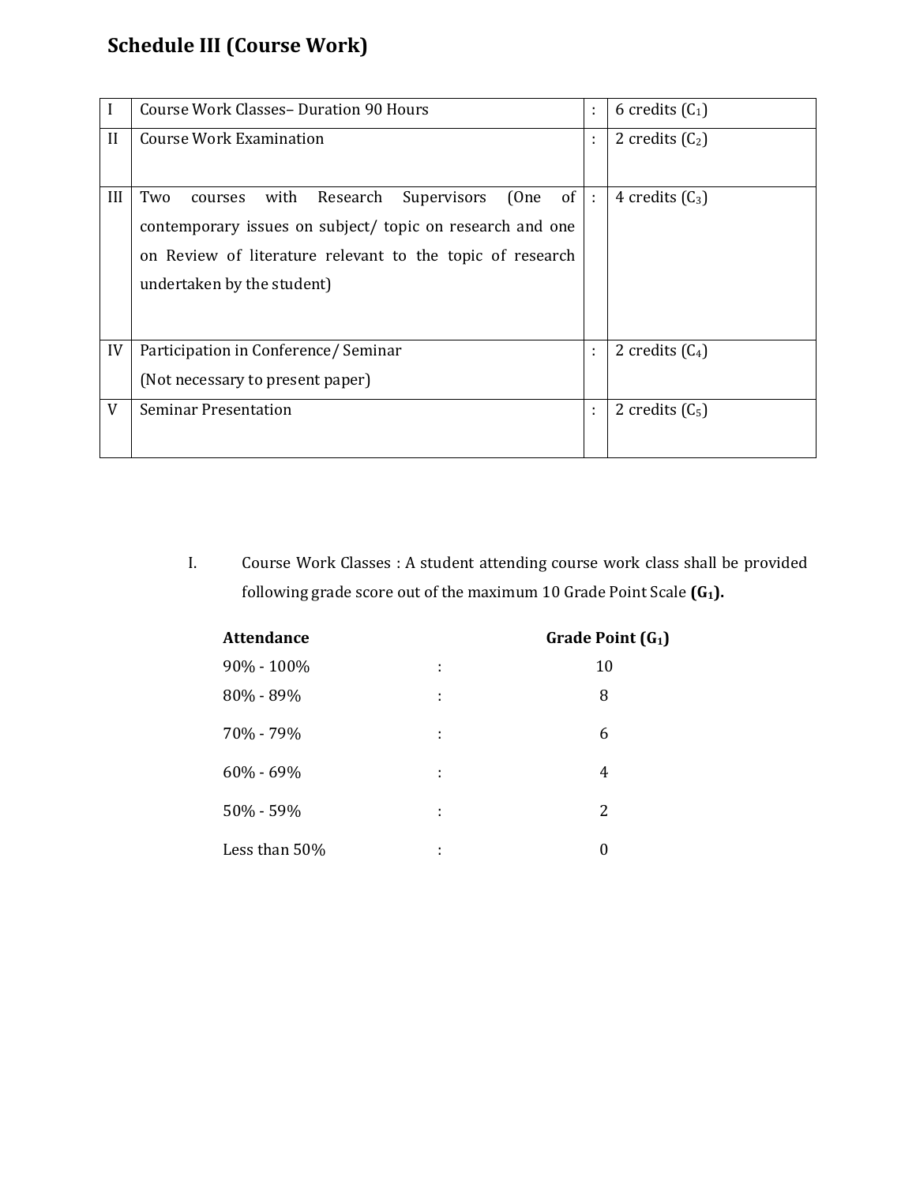# Schedule III (Course Work)

| | | | |
|---|---|---|---|
| I | Course Work Classes– Duration 90 Hours | : | 6 credits ($C_1$) |
| II | Course Work Examination | : | 2 credits ($C_2$) |
| III | Two courses with Research Supervisors (One of contemporary issues on subject/ topic on research and one on Review of literature relevant to the topic of research undertaken by the student) | : | 4 credits ($C_3$) |
| IV | Participation in Conference/ Seminar (Not necessary to present paper) | : | 2 credits ($C_4$) |
| V | Seminar Presentation | : | 2 credits ($C_5$) |

I. Course Work Classes : A student attending course work class shall be provided following grade score out of the maximum 10 Grade Point Scale **($G_1$).**

| **Attendance** | | **Grade Point ($G_1$)** |
|---|---|---|
| 90% - 100% | : | 10 |
| 80% - 89% | : | 8 |
| 70% - 79% | : | 6 |
| 60% - 69% | : | 4 |
| 50% - 59% | : | 2 |
| Less than 50% | : | 0 |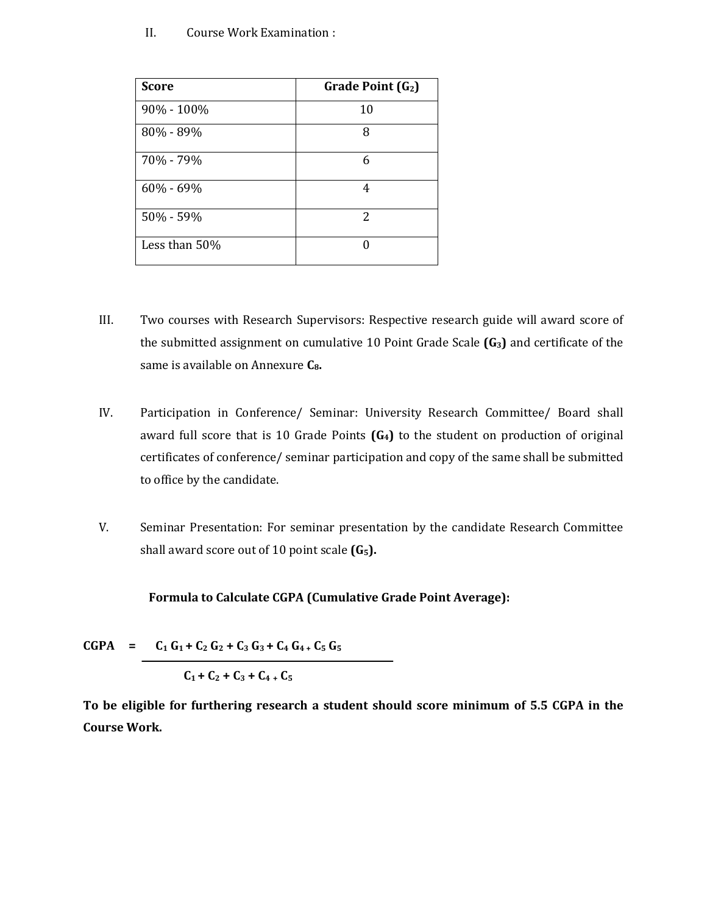II. Course Work Examination :

| Score | Grade Point ($G_2$) |
|---|---|
| 90% - 100% | 10 |
| 80% - 89% | 8 |
| 70% - 79% | 6 |
| 60% - 69% | 4 |
| 50% - 59% | 2 |
| Less than 50% | 0 |

III. Two courses with Research Supervisors: Respective research guide will award score of the submitted assignment on cumulative 10 Point Grade Scale **($G_3$)** and certificate of the same is available on Annexure **$C_8$.**

IV. Participation in Conference/ Seminar: University Research Committee/ Board shall award full score that is 10 Grade Points **($G_4$)** to the student on production of original certificates of conference/ seminar participation and copy of the same shall be submitted to office by the candidate.

V. Seminar Presentation: For seminar presentation by the candidate Research Committee shall award score out of 10 point scale **($G_5$).**

**Formula to Calculate CGPA (Cumulative Grade Point Average):**

$$\text{CGPA} = \frac{C_1 G_1 + C_2 G_2 + C_3 G_3 + C_4 G_4 + C_5 G_5}{C_1 + C_2 + C_3 + C_4 + C_5}$$

**To be eligible for furthering research a student should score minimum of 5.5 CGPA in the Course Work.**